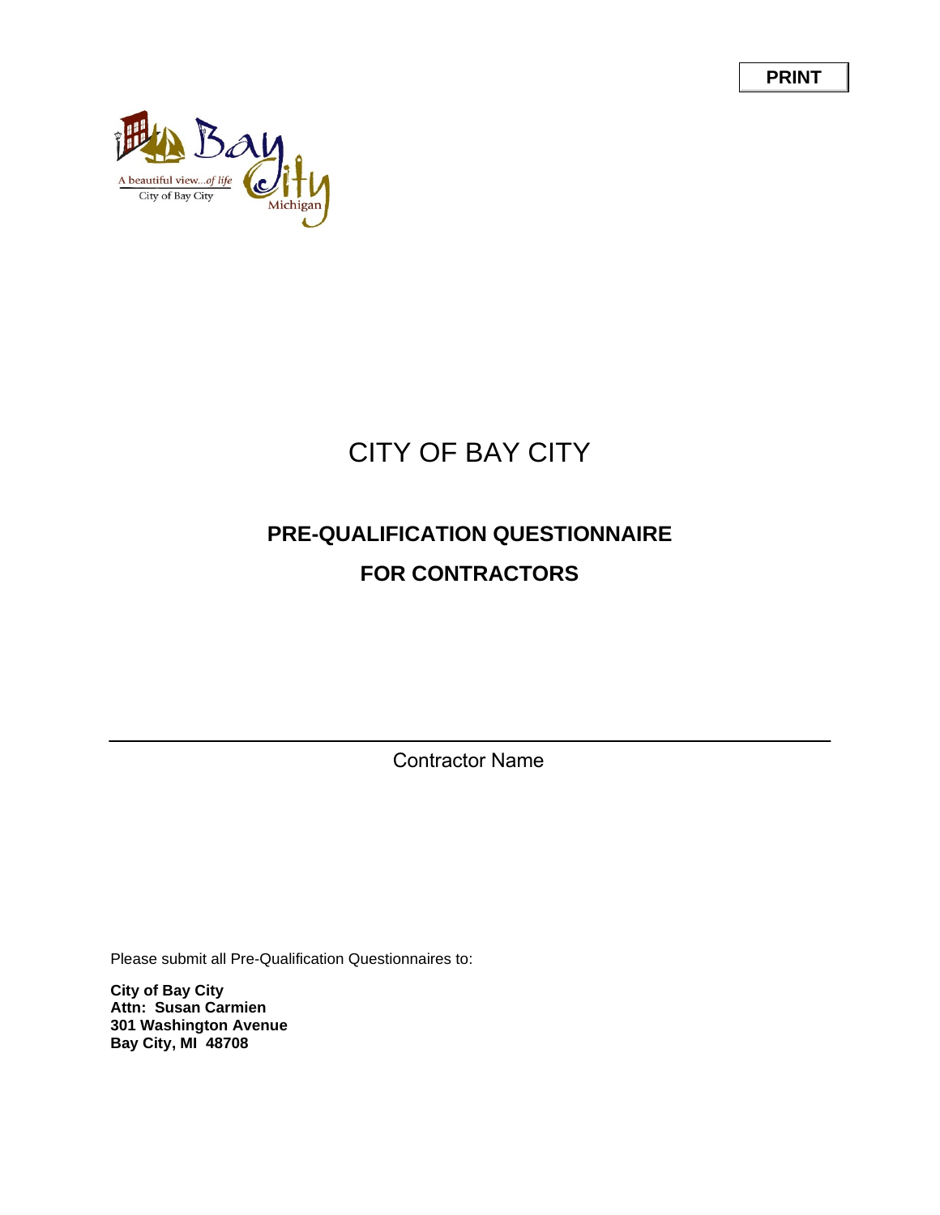PRINT

A beautiful view...of life
City of Bay City
Bay City Michigan

# CITY OF BAY CITY

## PRE-QUALIFICATION QUESTIONNAIRE

## FOR CONTRACTORS

______________________________________________

Contractor Name

Please submit all Pre-Qualification Questionnaires to:

**City of Bay City**
**Attn: Susan Carmien**
**301 Washington Avenue**
**Bay City, MI 48708**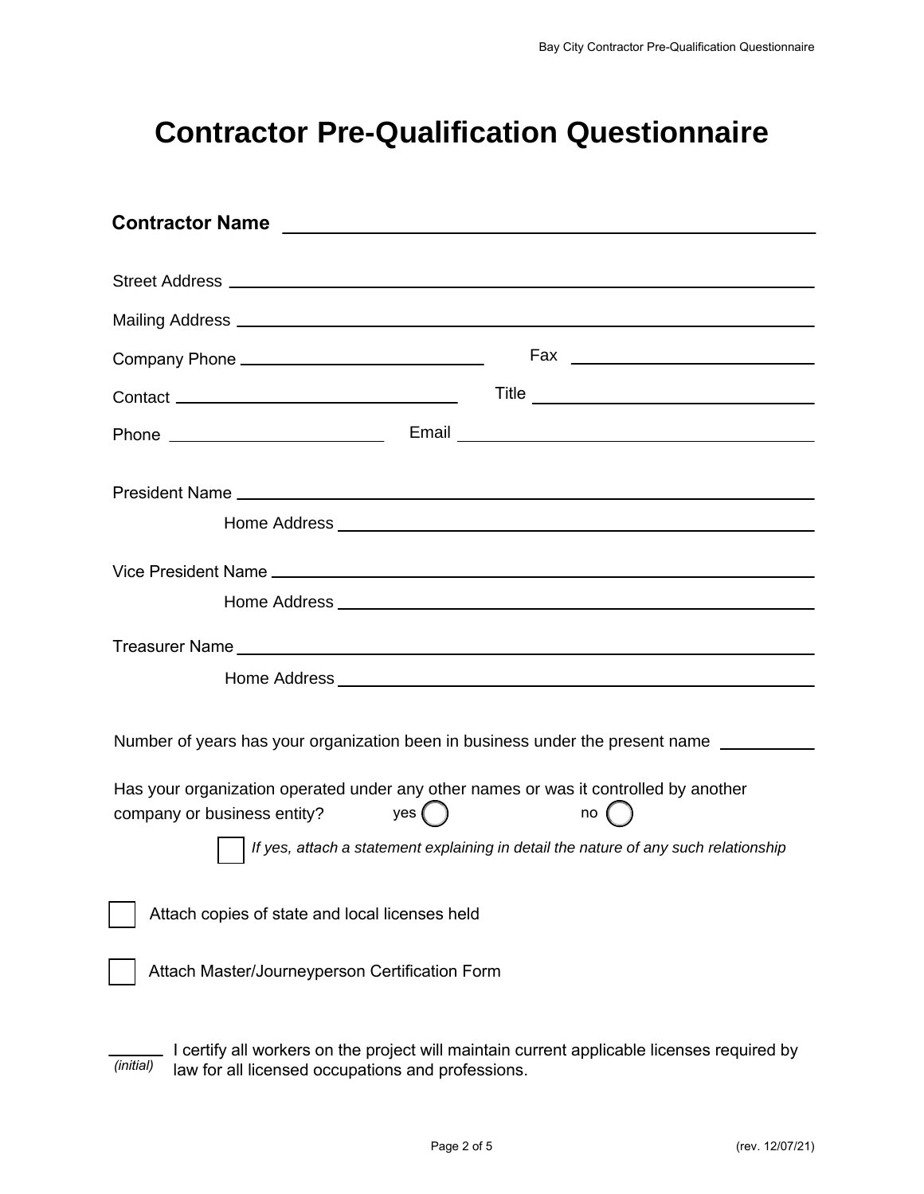# Contractor Pre-Qualification Questionnaire

**Contractor Name** ______________________________

Street Address ______________________________

Mailing Address ______________________________

Company Phone ______________________________ Fax ______________________________

Contact ______________________________ Title ______________________________

Phone ______________________________ Email ______________________________

President Name ______________________________

Home Address ______________________________

Vice President Name ______________________________

Home Address ______________________________

Treasurer Name ______________________________

Home Address ______________________________

Number of years has your organization been in business under the present name __________

Has your organization operated under any other names or was it controlled by another company or business entity? yes ◯ no ◯

☐ *If yes, attach a statement explaining in detail the nature of any such relationship*

☐ Attach copies of state and local licenses held

☐ Attach Master/Journeyperson Certification Form

______ *(initial)* I certify all workers on the project will maintain current applicable licenses required by law for all licensed occupations and professions.

(rev. 12/07/21)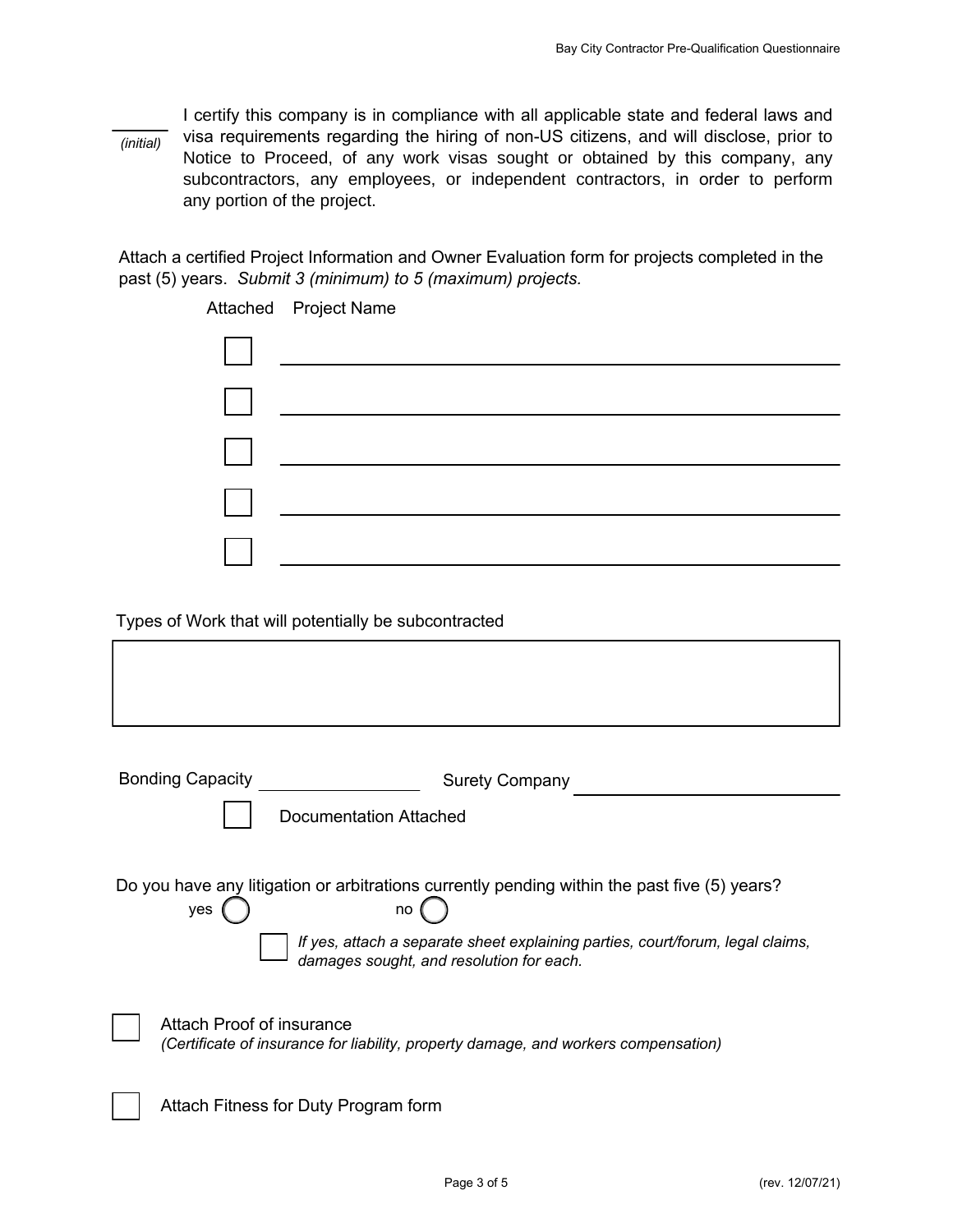______ *(initial)* I certify this company is in compliance with all applicable state and federal laws and visa requirements regarding the hiring of non-US citizens, and will disclose, prior to Notice to Proceed, of any work visas sought or obtained by this company, any subcontractors, any employees, or independent contractors, in order to perform any portion of the project.

Attach a certified Project Information and Owner Evaluation form for projects completed in the past (5) years. *Submit 3 (minimum) to 5 (maximum) projects.*

| Attached | Project Name |
| --- | --- |
| ☐ | ______________________________ |
| ☐ | ______________________________ |
| ☐ | ______________________________ |
| ☐ | ______________________________ |
| ☐ | ______________________________ |

Types of Work that will potentially be subcontracted

| |
| --- |
| |

Bonding Capacity ______________ Surety Company ______________________

☐ Documentation Attached

Do you have any litigation or arbitrations currently pending within the past five (5) years?

yes ◯ no ◯

☐ *If yes, attach a separate sheet explaining parties, court/forum, legal claims, damages sought, and resolution for each.*

☐ Attach Proof of insurance
*(Certificate of insurance for liability, property damage, and workers compensation)*

☐ Attach Fitness for Duty Program form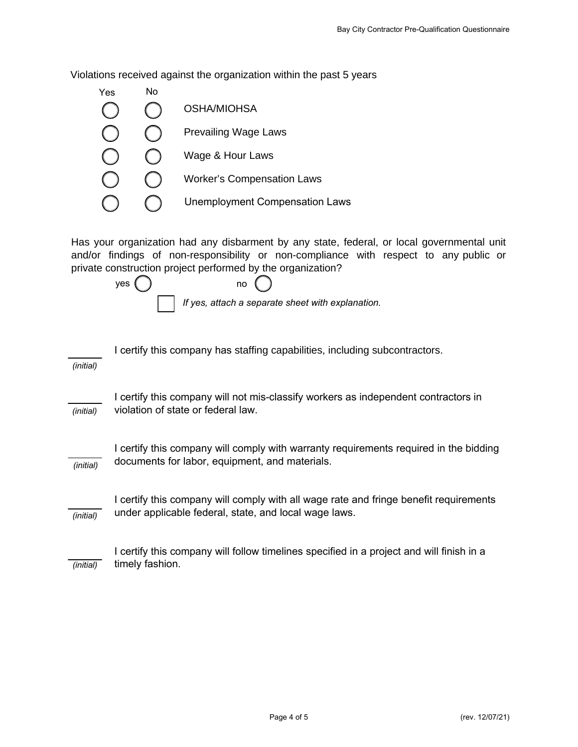Violations received against the organization within the past 5 years

| Yes | No | |
|---|---|---|
| ◯ | ◯ | OSHA/MIOHSA |
| ◯ | ◯ | Prevailing Wage Laws |
| ◯ | ◯ | Wage & Hour Laws |
| ◯ | ◯ | Worker's Compensation Laws |
| ◯ | ◯ | Unemployment Compensation Laws |

Has your organization had any disbarment by any state, federal, or local governmental unit and/or findings of non-responsibility or non-compliance with respect to any public or private construction project performed by the organization?

yes ◯ no ◯

☐ *If yes, attach a separate sheet with explanation.*

______ I certify this company has staffing capabilities, including subcontractors.
*(initial)*

______ I certify this company will not mis-classify workers as independent contractors in violation of state or federal law.
*(initial)*

______ I certify this company will comply with warranty requirements required in the bidding documents for labor, equipment, and materials.
*(initial)*

______ I certify this company will comply with all wage rate and fringe benefit requirements under applicable federal, state, and local wage laws.
*(initial)*

______ I certify this company will follow timelines specified in a project and will finish in a timely fashion.
*(initial)*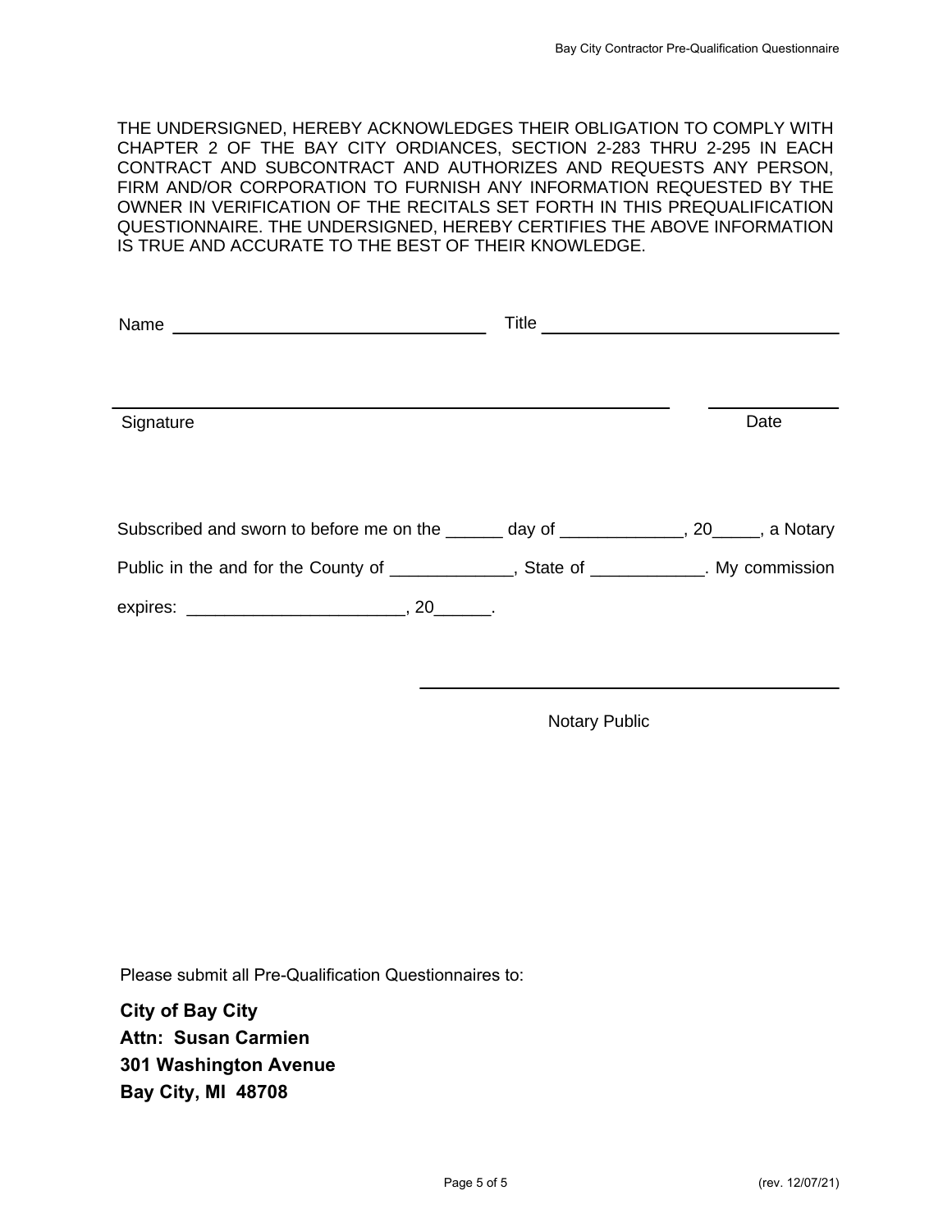THE UNDERSIGNED, HEREBY ACKNOWLEDGES THEIR OBLIGATION TO COMPLY WITH CHAPTER 2 OF THE BAY CITY ORDIANCES, SECTION 2-283 THRU 2-295 IN EACH CONTRACT AND SUBCONTRACT AND AUTHORIZES AND REQUESTS ANY PERSON, FIRM AND/OR CORPORATION TO FURNISH ANY INFORMATION REQUESTED BY THE OWNER IN VERIFICATION OF THE RECITALS SET FORTH IN THIS PREQUALIFICATION QUESTIONNAIRE. THE UNDERSIGNED, HEREBY CERTIFIES THE ABOVE INFORMATION IS TRUE AND ACCURATE TO THE BEST OF THEIR KNOWLEDGE.

Name \_\_\_\_\_\_\_\_\_\_\_\_\_\_\_\_\_\_\_\_\_\_\_\_\_\_\_\_\_\_\_\_ Title \_\_\_\_\_\_\_\_\_\_\_\_\_\_\_\_\_\_\_\_\_\_\_\_\_\_\_\_\_\_\_\_

\_\_\_\_\_\_\_\_\_\_\_\_\_\_\_\_\_\_\_\_\_\_\_\_\_\_\_\_\_\_\_\_\_\_\_\_\_\_\_\_\_\_\_\_\_\_\_\_\_\_\_\_\_\_\_\_ \_\_\_\_\_\_\_\_\_\_\_\_\_\_

Signature Date

Subscribed and sworn to before me on the ______ day of _____________, 20_____, a Notary Public in the and for the County of _____________, State of ____________. My commission expires: _______________________, 20______.

\_\_\_\_\_\_\_\_\_\_\_\_\_\_\_\_\_\_\_\_\_\_\_\_\_\_\_\_\_\_\_\_\_\_\_\_\_\_\_\_\_\_\_\_

Notary Public

Please submit all Pre-Qualification Questionnaires to:

**City of Bay City**
**Attn: Susan Carmien**
**301 Washington Avenue**
**Bay City, MI 48708**